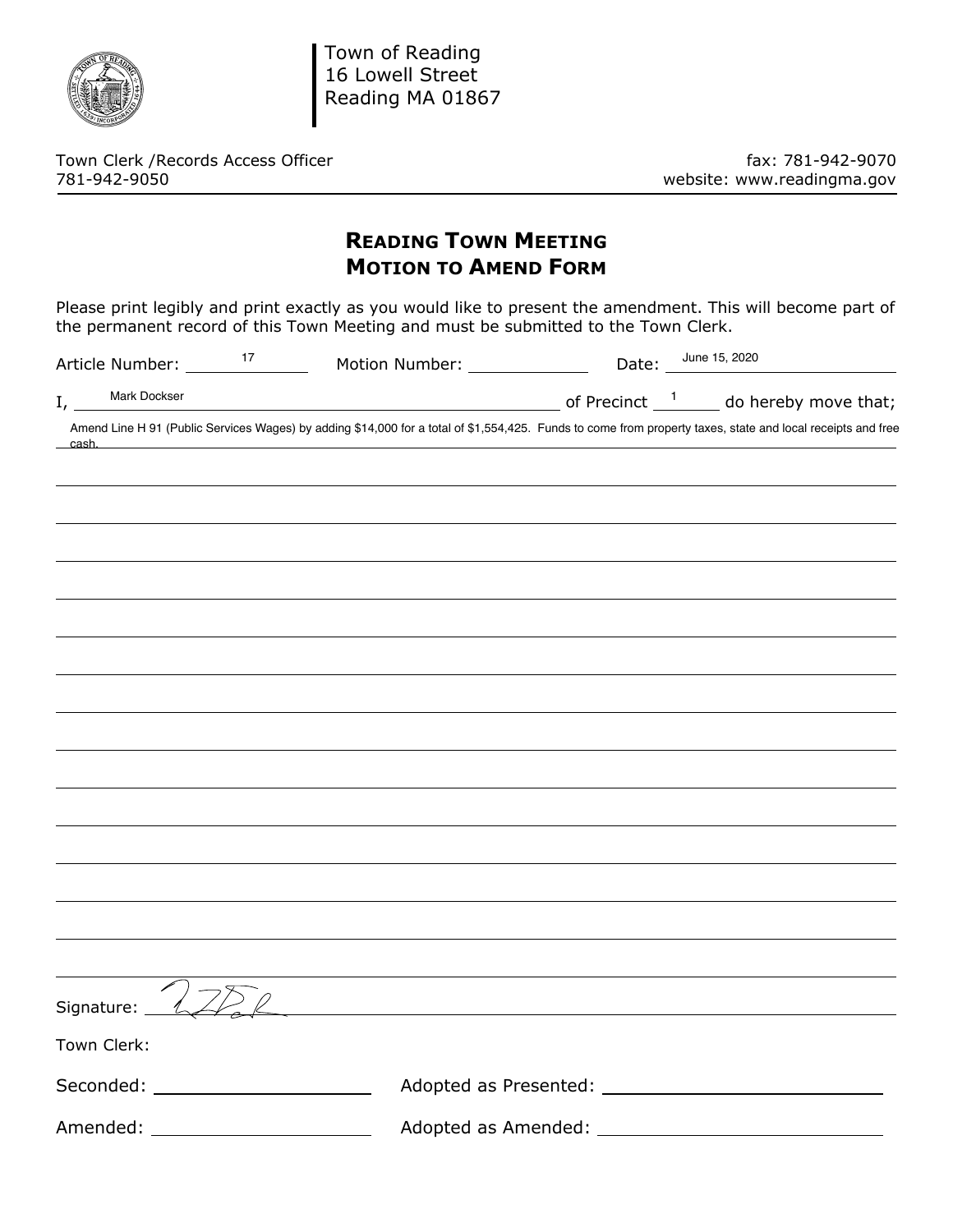Town of Reading
16 Lowell Street
Reading MA 01867

Town Clerk /Records Access Officer
781-942-9050

fax: 781-942-9070
website: www.readingma.gov

# READING TOWN MEETING
# MOTION TO AMEND FORM

Please print legibly and print exactly as you would like to present the amendment. This will become part of the permanent record of this Town Meeting and must be submitted to the Town Clerk.

Article Number: 17 Motion Number: ____________ Date: June 15, 2020

I, Mark Dockser of Precinct 1 do hereby move that;

Amend Line H 91 (Public Services Wages) by adding $14,000 for a total of $1,554,425. Funds to come from property taxes, state and local receipts and free cash.

Signature: [signature]

Town Clerk:

Seconded: ____________________ Adopted as Presented: ____________________

Amended: ____________________ Adopted as Amended: ____________________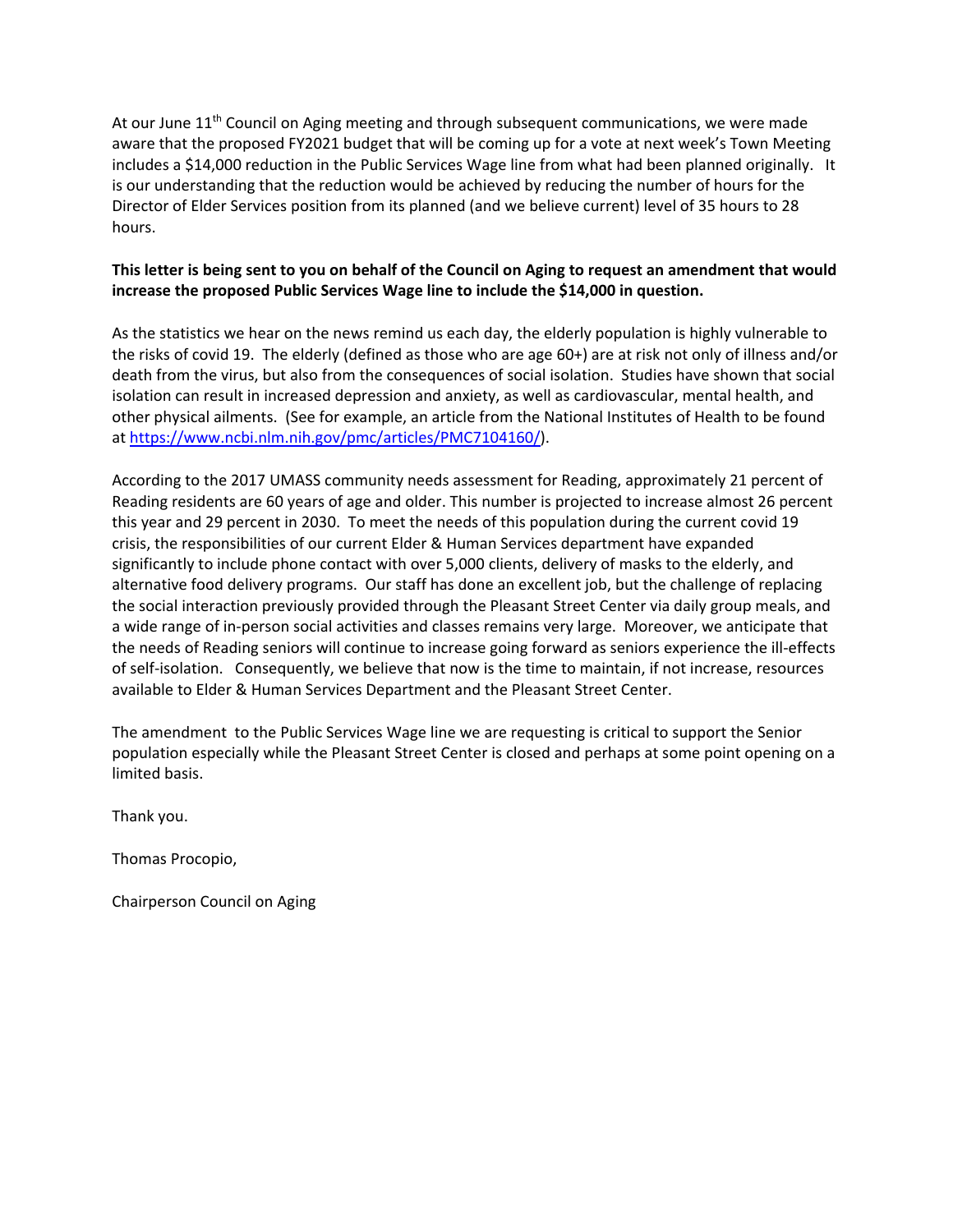At our June 11th Council on Aging meeting and through subsequent communications, we were made aware that the proposed FY2021 budget that will be coming up for a vote at next week's Town Meeting includes a $14,000 reduction in the Public Services Wage line from what had been planned originally. It is our understanding that the reduction would be achieved by reducing the number of hours for the Director of Elder Services position from its planned (and we believe current) level of 35 hours to 28 hours.

**This letter is being sent to you on behalf of the Council on Aging to request an amendment that would increase the proposed Public Services Wage line to include the $14,000 in question.**

As the statistics we hear on the news remind us each day, the elderly population is highly vulnerable to the risks of covid 19. The elderly (defined as those who are age 60+) are at risk not only of illness and/or death from the virus, but also from the consequences of social isolation. Studies have shown that social isolation can result in increased depression and anxiety, as well as cardiovascular, mental health, and other physical ailments. (See for example, an article from the National Institutes of Health to be found at https://www.ncbi.nlm.nih.gov/pmc/articles/PMC7104160/).

According to the 2017 UMASS community needs assessment for Reading, approximately 21 percent of Reading residents are 60 years of age and older. This number is projected to increase almost 26 percent this year and 29 percent in 2030. To meet the needs of this population during the current covid 19 crisis, the responsibilities of our current Elder & Human Services department have expanded significantly to include phone contact with over 5,000 clients, delivery of masks to the elderly, and alternative food delivery programs. Our staff has done an excellent job, but the challenge of replacing the social interaction previously provided through the Pleasant Street Center via daily group meals, and a wide range of in-person social activities and classes remains very large. Moreover, we anticipate that the needs of Reading seniors will continue to increase going forward as seniors experience the ill-effects of self-isolation. Consequently, we believe that now is the time to maintain, if not increase, resources available to Elder & Human Services Department and the Pleasant Street Center.

The amendment to the Public Services Wage line we are requesting is critical to support the Senior population especially while the Pleasant Street Center is closed and perhaps at some point opening on a limited basis.

Thank you.

Thomas Procopio,

Chairperson Council on Aging